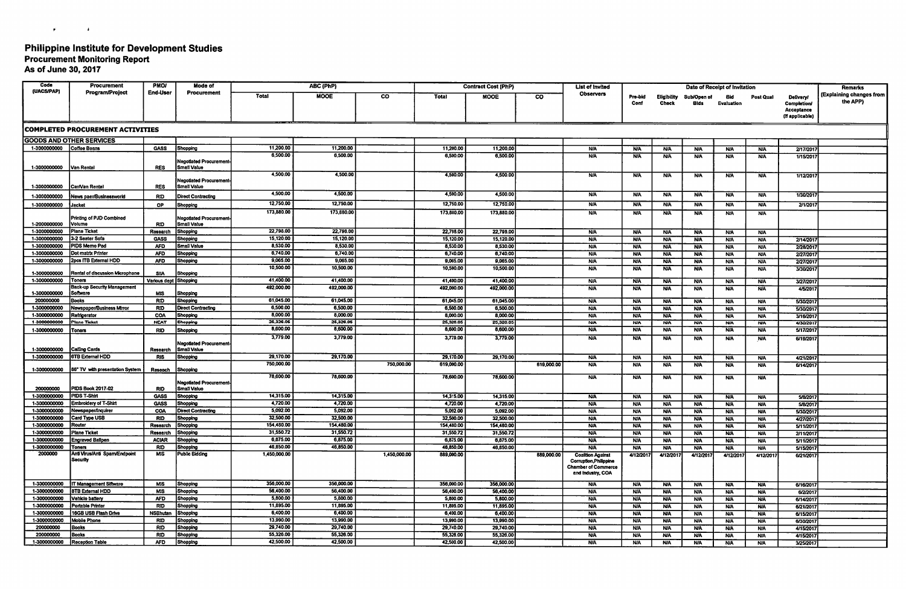# Philippine Institute for Development Studies

## Procurement Monitoring Report

### As of June 30, 2017

| Code (UACS/PAP) | Procurement Program/Project | PMO/ End-User | Mode of Procurement | ABC (PhP) | | | Contract Cost (PhP) | | | List of Invited Observers | Date of Receipt of Invitation | | | | | | Remarks (Explaining changes from the APP) |
|---|---|---|---|---|---|---|---|---|---|---|---|---|---|---|---|---|---|
| | | | | Total | MOOE | CO | Total | MOOE | CO | | Pre-bid Conf | Eligibility Check | Sub/Open of Bids | Bid Evaluation | Post Qual | Delivery/ Completion/ Acceptance (If applicable) | |
| **COMPLETED PROCUREMENT ACTIVITIES** | | | | | | | | | | | | | | | | | |
| **GOODS AND OTHER SERVICES** | | | | | | | | | | | | | | | | | |
| 1-3000000000 | Coffee Beans | GASS | Shopping | 11,200.00 | 11,200.00 | | 11,200.00 | 11,200.00 | | N/A | N/A | N/A | N/A | N/A | N/A | 2/17/2017 | |
| 1-3000000000 | Van Rental | RES | Negotiated Procurement-Small Value | 6,500.00 | 6,500.00 | | 6,500.00 | 6,500.00 | | N/A | N/A | N/A | N/A | N/A | N/A | 1/15/2017 | |
| 1-3000000000 | Car/Van Rental | RES | Negotiated Procurement-Small Value | 4,500.00 | 4,500.00 | | 4,500.00 | 4,500.00 | | N/A | N/A | N/A | N/A | N/A | N/A | 1/12/2017 | |
| 1-3000000000 | News paer/Businessworld | RID | Direct Contracting | 4,500.00 | 4,500.00 | | 4,500.00 | 4,500.00 | | N/A | N/A | N/A | N/A | N/A | N/A | 1/30/2017 | |
| 1-3000000000 | Jacket | OP | Shopping | 12,750.00 | 12,750.00 | | 12,750.00 | 12,750.00 | | N/A | N/A | N/A | N/A | N/A | N/A | 2/1/2017 | |
| 1-2000000000 | Printing of PJD Combined Volume | RID | Negotiated Procurement-Small Value | 173,880.00 | 173,880.00 | | 173,880.00 | 173,880.00 | | N/A | N/A | N/A | N/A | N/A | N/A | | |
| 1-3000000000 | Plane Ticket | Research | Shopping | 22,798.00 | 22,798.00 | | 22,798.00 | 22,798.00 | | N/A | N/A | N/A | N/A | N/A | N/A | | |
| 1-3000000000 | 3-2 Seater Sofa | GASS | Shopping | 15,120.00 | 15,120.00 | | 15,120.00 | 15,120.00 | | N/A | N/A | N/A | N/A | N/A | N/A | 2/14/2017 | |
| 1-3000000000 | PIDS Memo Pad | AFD | Small Value | 8,530.00 | 8,530.00 | | 8,530.00 | 8,530.00 | | N/A | N/A | N/A | N/A | N/A | N/A | 2/28/2017 | |
| 1-3000000000 | Dot matrix Printer | AFD | Shopping | 6,740.00 | 6,740.00 | | 6,740.00 | 6,740.00 | | N/A | N/A | N/A | N/A | N/A | N/A | 2/27/2017 | |
| 1-3000000000 | 2pcs ITB External HDD | AFD | Shopping | 9,065.00 | 9,065.00 | | 9,065.00 | 9,065.00 | | N/A | N/A | N/A | N/A | N/A | N/A | 2/27/2017 | |
| 1-3000000000 | Rental of discussion Microphone | SIIA | Shopping | 10,500.00 | 10,500.00 | | 10,500.00 | 10,500.00 | | N/A | N/A | N/A | N/A | N/A | N/A | 3/30/2017 | |
| 1-3000000000 | Toners | Various dept | Shopping | 41,400.00 | 41,400.00 | | 41,400.00 | 41,400.00 | | N/A | N/A | N/A | N/A | N/A | N/A | 3/27/2017 | |
| 1-3000000000 | Back-up Security Management Software | MIS | Shopping | 492,000.00 | 492,000.00 | | 492,000.00 | 492,000.00 | | N/A | N/A | N/A | N/A | N/A | N/A | 4/5/2017 | |
| 200000000 | Books | RID | Shopping | 61,045.00 | 61,045.00 | | 61,045.00 | 61,045.00 | | N/A | N/A | N/A | N/A | N/A | N/A | 5/30/2017 | |
| 1-3000000000 | Newspaper/Business Mirror | RID | Direct Contracting | 6,500.00 | 6,500.00 | | 6,500.00 | 6,500.00 | | N/A | N/A | N/A | N/A | N/A | N/A | 5/30/2017 | |
| 1-3000000000 | Refrigerator | COA | Shopping | 8,000.00 | 8,000.00 | | 8,000.00 | 8,000.00 | | N/A | N/A | N/A | N/A | N/A | N/A | 3/16/2017 | |
| 1-3000000000 | Plane Ticket | NCAT | Shopping | 25,326.05 | 25,326.05 | | 25,326.05 | 25,326.05 | | N/A | N/A | N/A | N/A | N/A | N/A | 4/30/2017 | |
| 1-3000000000 | Toners | RID | Shopping | 8,600.00 | 8,600.00 | | 8,600.00 | 8,600.00 | | N/A | N/A | N/A | N/A | N/A | N/A | 5/17/2017 | |
| 1-3000000000 | Calling Cards | Research | Negotiated Procurement-Small Value | 3,779.00 | 3,779.00 | | 3,779.00 | 3,779.00 | | N/A | N/A | N/A | N/A | N/A | N/A | 6/19/2017 | |
| 1-3000000000 | 6TB External HDD | RIS | Shopping | 29,170.00 | 29,170.00 | | 29,170.00 | 29,170.00 | | N/A | N/A | N/A | N/A | N/A | N/A | 4/21/2017 | |
| 1-3000000000 | 86" TV with presentation System | Reseach | Shopping | 750,000.00 | | 750,000.00 | 619,000.00 | | 619,000.00 | N/A | N/A | N/A | N/A | N/A | N/A | 6/14/2017 | |
| 200000000 | PIDS Book 2017-02 | RID | Negotiated Procurement-Small Value | 78,600.00 | 78,600.00 | | 78,600.00 | 78,600.00 | | N/A | N/A | N/A | N/A | N/A | N/A | | |
| 1-3000000000 | PIDS T-Shirt | GASS | Shopping | 14,315.00 | 14,315.00 | | 14,315.00 | 14,315.00 | | N/A | N/A | N/A | N/A | N/A | N/A | 5/8/2017 | |
| 1-3000000000 | Embroidery of T-Shirt | GASS | Shopping | 4,720.00 | 4,720.00 | | 4,720.00 | 4,720.00 | | N/A | N/A | N/A | N/A | N/A | N/A | 5/8/2017 | |
| 1-3000000000 | Newspaper/Inquirer | COA | Direct Contracting | 5,092.00 | 5,092.00 | | 5,092.00 | 5,092.00 | | N/A | N/A | N/A | N/A | N/A | N/A | 5/30/2017 | |
| 1-3000000000 | Card Type USB | RID | Shopping | 32,500.00 | 32,500.00 | | 32,500.00 | 32,500.00 | | N/A | N/A | N/A | N/A | N/A | N/A | 4/27/2017 | |
| 1-3000000000 | Router | Research | Shopping | 154,480.00 | 154,480.00 | | 154,480.00 | 154,480.00 | | N/A | N/A | N/A | N/A | N/A | N/A | 5/11/2017 | |
| 1-3000000000 | Plane Ticket | Research | Shopping | 31,550.72 | 31,550.72 | | 31,550.72 | 31,550.72 | | N/A | N/A | N/A | N/A | N/A | N/A | 2/11/2017 | |
| 1-3000000000 | Engraved Ballpen | ACIAR | Shopping | 6,875.00 | 6,875.00 | | 6,875.00 | 6,875.00 | | N/A | N/A | N/A | N/A | N/A | N/A | 5/11/2017 | |
| 1-3000000000 | Toners | RID | Shopping | 46,850.00 | 46,850.00 | | 46,850.00 | 46,850.00 | | N/A | N/A | N/A | N/A | N/A | N/A | 5/15/2017 | |
| 2000000 | Anti Virus/Anti Spam/Endpoint Security | MIS | Public Bidding | 1,450,000.00 | | 1,450,000.00 | 889,000.00 | | 889,000.00 | Coalition Against Corruption,Philippine Chamber of Commerce and Industry, COA | 4/12/2017 | 4/12/2017 | 4/12/2017 | 4/12/2017 | 4/12/2017 | 6/21/2017 | |
| 1-3000000000 | IT Management Siftware | MIS | Shopping | 356,000.00 | 356,000.00 | | 356,000.00 | 356,000.00 | | N/A | N/A | N/A | N/A | N/A | N/A | 6/16/2017 | |
| 1-3000000000 | 8TB External HDD | MIS | Shopping | 58,400.00 | 58,400.00 | | 58,400.00 | 58,400.00 | | N/A | N/A | N/A | N/A | N/A | N/A | 6/2/2017 | |
| 1-3000000000 | Vehicle battery | AFD | Shopping | 5,800.00 | 5,800.00 | | 5,800.00 | 5,800.00 | | N/A | N/A | N/A | N/A | N/A | N/A | 6/14/2017 | |
| 1-3000000000 | Portable Printer | RID | Shopping | 11,895.00 | 11,895.00 | | 11,895.00 | 11,895.00 | | N/A | N/A | N/A | N/A | N/A | N/A | 6/21/2017 | |
| 1-3000000000 | 16GB USB Flash Drive | NSBhutan | Shopping | 6,400.00 | 6,400.00 | | 6,400.00 | 6,400.00 | | N/A | N/A | N/A | N/A | N/A | N/A | 6/15/2017 | |
| 1-3000000000 | Mobile Phone | RID | Shopping | 13,990.00 | 13,990.00 | | 13,990.00 | 13,990.00 | | N/A | N/A | N/A | N/A | N/A | N/A | 6/30/2017 | |
| 200000000 | Books | RID | Shopping | 29,740.00 | 29,740.00 | | 29,740.00 | 29,740.00 | | N/A | N/A | N/A | N/A | N/A | N/A | 4/15/2017 | |
| 200000000 | Books | RID | Shopping | 55,326.00 | 55,326.00 | | 55,326.00 | 55,326.00 | | N/A | N/A | N/A | N/A | N/A | N/A | 4/15/2017 | |
| 1-3000000000 | Reception Table | AFD | Shopping | 42,500.00 | 42,500.00 | | 42,500.00 | 42,500.00 | | N/A | N/A | N/A | N/A | N/A | N/A | 3/25/2017 | |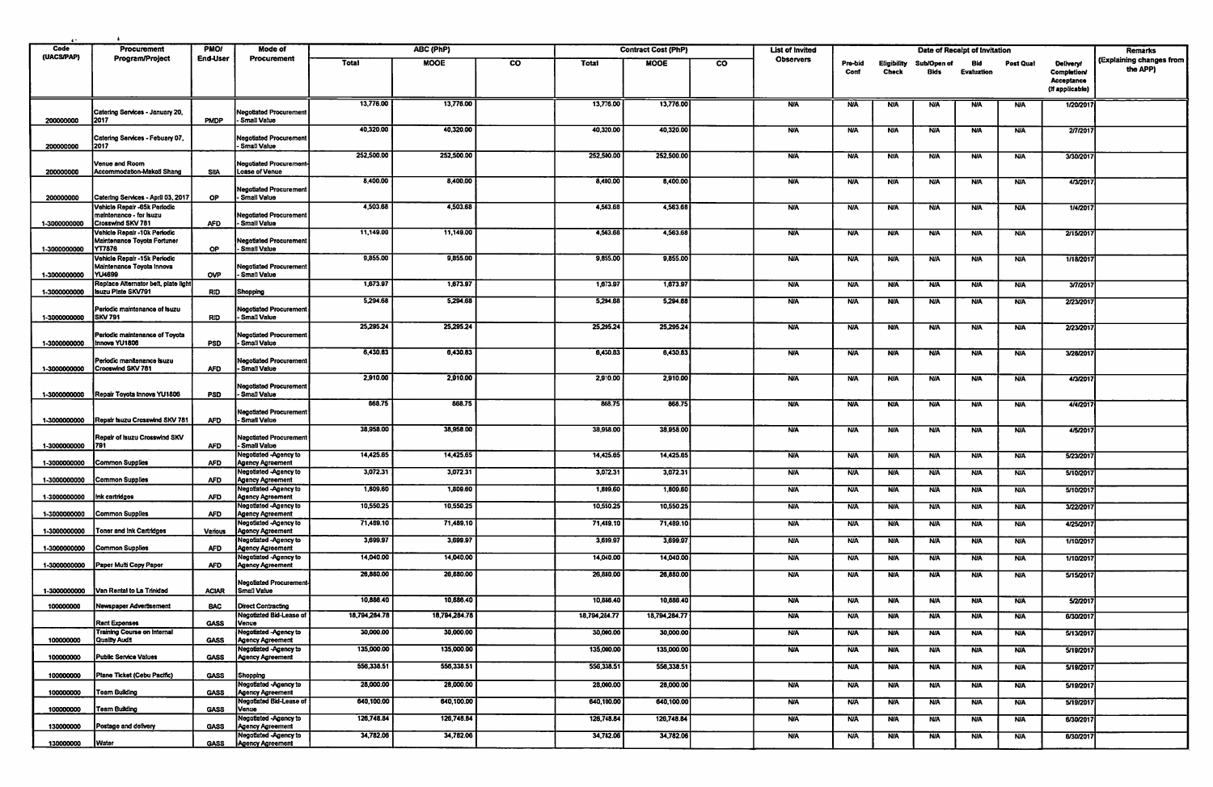| Code (UACS/PAP) | Procurement Program/Project | PMO/ End-User | Mode of Procurement | ABC (PhP) | | | Contract Cost (PhP) | | | List of Invited Observers | Date of Receipt of Invitation | | | | | | Remarks (Explaining changes from the APP) |
|---|---|---|---|---|---|---|---|---|---|---|---|---|---|---|---|---|---|
| | | | | Total | MOOE | CO | Total | MOOE | CO | | Pre-bid Conf | Eligibility Check | Sub/Open of Bids | Bid Evaluation | Post Qual | Delivery/ Completion/ Acceptance (If applicable) | |
| 200000000 | Catering Services - January 20, 2017 | PMDP | Negotiated Procurement - Small Value | 13,776.00 | 13,776.00 | | 13,776.00 | 13,776.00 | | N/A | N/A | N/A | N/A | N/A | N/A | 1/20/2017 | |
| 200000000 | Catering Services - Febuary 07, 2017 | | Negotiated Procurement - Small Value | 40,320.00 | 40,320.00 | | 40,320.00 | 40,320.00 | | N/A | N/A | N/A | N/A | N/A | N/A | 2/7/2017 | |
| 200000000 | Venue and Room Accommodation-Makati Shang | SIIA | Negotiated Procurement-Lease of Venue | 252,500.00 | 252,500.00 | | 252,500.00 | 252,500.00 | | N/A | N/A | N/A | N/A | N/A | N/A | 3/30/2017 | |
| 200000000 | Catering Services - April 03, 2017 | OP | Negotiated Procurement - Small Value | 8,400.00 | 8,400.00 | | 8,400.00 | 8,400.00 | | N/A | N/A | N/A | N/A | N/A | N/A | 4/3/2017 | |
| 1-3000000000 | Vehicle Repair -65k Periodic maintenance - for Isuzu Crosswind SKV 781 | AFD | Negotiated Procurement - Small Value | 4,503.68 | 4,503.68 | | 4,563.68 | 4,563.68 | | N/A | N/A | N/A | N/A | N/A | N/A | 1/4/2017 | |
| 1-3000000000 | Vehicle Repair -10k Periodic Maintenance Toyota Fortuner YT7878 | OP | Negotiated Procurement - Small Value | 11,149.00 | 11,149.00 | | 4,563.68 | 4,563.68 | | N/A | N/A | N/A | N/A | N/A | N/A | 2/15/2017 | |
| 1-3000000000 | Vehicle Repair -15k Periodic Maintenance Toyota Innova YU4699 | OVP | Negotiated Procurement - Small Value | 9,855.00 | 9,855.00 | | 9,855.00 | 9,855.00 | | N/A | N/A | N/A | N/A | N/A | N/A | 1/18/2017 | |
| 1-3000000000 | Replace Alternator belt, plate light Isuzu Plate SKV791 | RID | Shopping | 1,673.97 | 1,673.97 | | 1,673.97 | 1,673.97 | | N/A | N/A | N/A | N/A | N/A | N/A | 3/7/2017 | |
| 1-3000000000 | Periodic maintenance of Isuzu SKV 791 | RID | Negotiated Procurement - Small Value | 5,294.68 | 5,294.68 | | 5,294.68 | 5,294.68 | | N/A | N/A | N/A | N/A | N/A | N/A | 2/23/2017 | |
| 1-3000000000 | Periodic maintenance of Toyota Innova YU1806 | PSD | Negotiated Procurement - Small Value | 25,295.24 | 25,295.24 | | 25,295.24 | 25,295.24 | | N/A | N/A | N/A | N/A | N/A | N/A | 2/23/2017 | |
| 1-3000000000 | Periodic manitenance Isuzu Crosswind SKV 781 | AFD | Negotiated Procurement - Small Value | 6,430.83 | 6,430.83 | | 6,430.83 | 6,430.83 | | N/A | N/A | N/A | N/A | N/A | N/A | 3/28/2017 | |
| 1-3000000000 | Repair Toyota Innova YU1806 | PSD | Negotiated Procurement - Small Value | 2,910.00 | 2,910.00 | | 2,910.00 | 2,910.00 | | N/A | N/A | N/A | N/A | N/A | N/A | 4/3/2017 | |
| 1-3000000000 | Repair Isuzu Crosswind SKV 781 | AFD | Negotiated Procurement - Small Value | 868.75 | 868.75 | | 868.75 | 868.75 | | N/A | N/A | N/A | N/A | N/A | N/A | 4/4/2017 | |
| 1-3000000000 | Repair of Isuzu Crosswind SKV 781 | AFD | Negotiated Procurement - Small Value | 38,958.00 | 38,958.00 | | 38,958.00 | 38,958.00 | | N/A | N/A | N/A | N/A | N/A | N/A | 4/5/2017 | |
| 1-3000000000 | Common Supplies | AFD | Negotiated -Agency to Agency Agreement | 14,425.65 | 14,425.65 | | 14,425.65 | 14,425.65 | | N/A | N/A | N/A | N/A | N/A | N/A | 5/23/2017 | |
| 1-3000000000 | Common Supplies | AFD | Negotiated -Agency to Agency Agreement | 3,072.31 | 3,072.31 | | 3,072.31 | 3,072.31 | | N/A | N/A | N/A | N/A | N/A | N/A | 5/10/2017 | |
| 1-3000000000 | Ink cartridges | AFD | Negotiated -Agency to Agency Agreement | 1,809.60 | 1,809.60 | | 1,809.60 | 1,809.60 | | N/A | N/A | N/A | N/A | N/A | N/A | 5/10/2017 | |
| 1-3000000000 | Common Supplies | AFD | Negotiated -Agency to Agency Agreement | 10,550.25 | 10,550.25 | | 10,550.25 | 10,550.25 | | N/A | N/A | N/A | N/A | N/A | N/A | 3/22/2017 | |
| 1-3000000000 | Toner and Ink Cartridges | Various | Negotiated -Agency to Agency Agreement | 71,489.10 | 71,489.10 | | 71,489.10 | 71,489.10 | | N/A | N/A | N/A | N/A | N/A | N/A | 4/25/2017 | |
| 1-3000000000 | Common Supplies | AFD | Negotiated -Agency to Agency Agreement | 3,699.97 | 3,699.97 | | 3,699.97 | 3,699.97 | | N/A | N/A | N/A | N/A | N/A | N/A | 1/10/2017 | |
| 1-3000000000 | Paper Multi Copy Paper | AFD | Negotiated -Agency to Agency Agreement | 14,040.00 | 14,040.00 | | 14,040.00 | 14,040.00 | | N/A | N/A | N/A | N/A | N/A | N/A | 1/10/2017 | |
| 1-3000000000 | Van Rental to La Trinidad | ACIAR | Negotiated Procurement-Small Value | 26,880.00 | 26,880.00 | | 26,880.00 | 26,880.00 | | N/A | N/A | N/A | N/A | N/A | N/A | 5/15/2017 | |
| 100000000 | Newspaper Advertisement | BAC | Direct Contracting | 10,886.40 | 10,886.40 | | 10,886.40 | 10,886.40 | | N/A | N/A | N/A | N/A | N/A | N/A | 5/2/2017 | |
| | Rent Expenses | GASS | Negotiated Bid-Lease of Venue | 18,794,264.78 | 18,794,264.78 | | 18,794,264.77 | 18,794,264.77 | | N/A | N/A | N/A | N/A | N/A | N/A | 6/30/2017 | |
| 100000000 | Training Course on Internal Quality Audit | GASS | Negotiated -Agency to Agency Agreement | 30,000.00 | 30,000.00 | | 30,000.00 | 30,000.00 | | N/A | N/A | N/A | N/A | N/A | N/A | 5/13/2017 | |
| 100000000 | Public Service Values | GASS | Negotiated -Agency to Agency Agreement | 135,000.00 | 135,000.00 | | 135,000.00 | 135,000.00 | | N/A | N/A | N/A | N/A | N/A | N/A | 5/19/2017 | |
| 100000000 | Plane Ticket (Cebu Pacific) | GASS | Shopping | 556,338.51 | 556,338.51 | | 556,338.51 | 556,338.51 | | | N/A | N/A | N/A | N/A | N/A | 5/19/2017 | |
| 100000000 | Team Building | GASS | Negotiated -Agency to Agency Agreement | 28,000.00 | 28,000.00 | | 28,000.00 | 28,000.00 | | N/A | N/A | N/A | N/A | N/A | N/A | 5/19/2017 | |
| 100000000 | Team Building | GASS | Negotiated Bid-Lease of Venue | 640,100.00 | 640,100.00 | | 640,100.00 | 640,100.00 | | N/A | N/A | N/A | N/A | N/A | N/A | 5/19/2017 | |
| 130000000 | Postage and delivery | GASS | Negotiated -Agency to Agency Agreement | 126,748.84 | 126,748.84 | | 126,748.84 | 126,748.84 | | N/A | N/A | N/A | N/A | N/A | N/A | 6/30/2017 | |
| 130000000 | Water | GASS | Negotiated -Agency to Agency Agreement | 34,782.06 | 34,782.06 | | 34,782.06 | 34,782.06 | | N/A | N/A | N/A | N/A | N/A | N/A | 6/30/2017 | |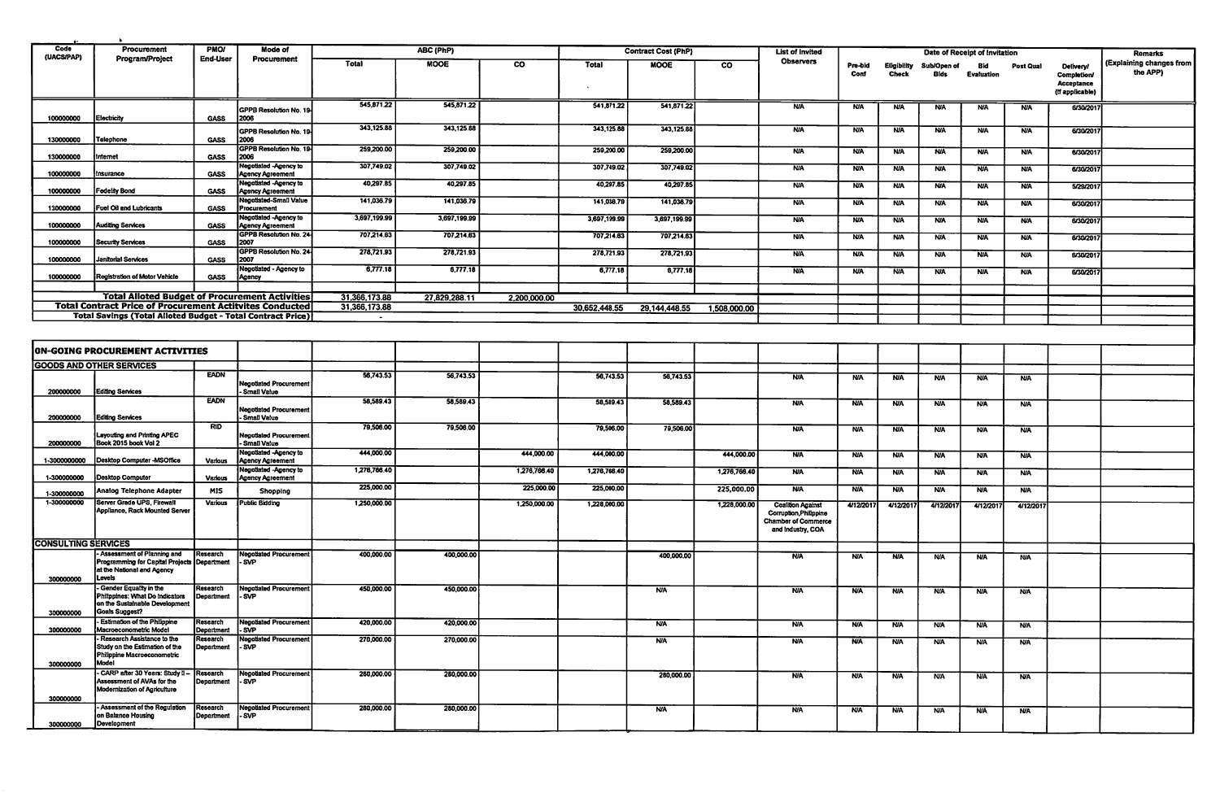| Code (UACS/PAP) | Procurement Program/Project | PMO/ End-User | Mode of Procurement | ABC (PhP) | | | Contract Cost (PhP) | | | List of Invited Observers | Date of Receipt of Invitation | | | | | | Remarks (Explaining changes from the APP) |
|---|---|---|---|---|---|---|---|---|---|---|---|---|---|---|---|---|---|
| | | | | Total | MOOE | CO | Total | MOOE | CO | | Pre-bid Conf | Eligibility Check | Sub/Open of Bids | Bid Evaluation | Post Qual | Delivery/ Completion/ Acceptance (If applicable) | |
| 100000000 | Electricity | GASS | GPPB Resolution No. 19-2006 | 545,871.22 | 545,871.22 | | 541,871.22 | 541,871.22 | | N/A | N/A | N/A | N/A | N/A | N/A | 6/30/2017 | |
| 130000000 | Telephone | GASS | GPPB Resolution No. 19-2006 | 343,125.88 | 343,125.88 | | 343,125.88 | 343,125.88 | | N/A | N/A | N/A | N/A | N/A | N/A | 6/30/2017 | |
| 130000000 | Internet | GASS | GPPB Resolution No. 19-2006 | 259,200.00 | 259,200.00 | | 259,200.00 | 259,200.00 | | N/A | N/A | N/A | N/A | N/A | N/A | 6/30/2017 | |
| 100000000 | Insurance | GASS | Negotiated -Agency to Agency Agreement | 307,749.02 | 307,749.02 | | 307,749.02 | 307,749.02 | | N/A | N/A | N/A | N/A | N/A | N/A | 6/30/2017 | |
| 100000000 | Fedelity Bond | GASS | Negotiated -Agency to Agency Agreement | 40,297.85 | 40,297.85 | | 40,297.85 | 40,297.85 | | N/A | N/A | N/A | N/A | N/A | N/A | 5/29/2017 | |
| 130000000 | Fuel Oil and Lubricants | GASS | Negotiated-Small Value Procurement | 141,036.79 | 141,036.79 | | 141,036.79 | 141,036.79 | | N/A | N/A | N/A | N/A | N/A | N/A | 6/30/2017 | |
| 100000000 | Auditing Services | GASS | Negotiated -Agency to Agency Agreement | 3,697,199.99 | 3,697,199.99 | | 3,697,199.99 | 3,697,199.99 | | N/A | N/A | N/A | N/A | N/A | N/A | 6/30/2017 | |
| 100000000 | Security Services | GASS | GPPB Resolution No. 24-2007 | 707,214.63 | 707,214.63 | | 707,214.63 | 707,214.63 | | N/A | N/A | N/A | N/A | N/A | N/A | 6/30/2017 | |
| 100000000 | Janitorial Services | GASS | GPPB Resolution No. 24-2007 | 278,721.93 | 278,721.93 | | 278,721.93 | 278,721.93 | | N/A | N/A | N/A | N/A | N/A | N/A | 6/30/2017 | |
| 100000000 | Registration of Motor Vehicle | GASS | Negotiated - Agency to Agency | 6,777.18 | 6,777.18 | | 6,777.18 | 6,777.18 | | N/A | N/A | N/A | N/A | N/A | N/A | 6/30/2017 | |
| **Total Alloted Budget of Procurement Activities** | | | | 31,366,173.88 | 27,829,288.11 | 2,200,000.00 | | | | | | | | | | | |
| **Total Contract Price of Procurement Activites Conducted** | | | | 31,366,173.88 | | | 30,652,448.55 | 29,144,448.55 | 1,508,000.00 | | | | | | | | |
| **Total Savings (Total Alloted Budget - Total Contract Price)** | | | | - | | | | | | | | | | | | | |
| **ON-GOING PROCUREMENT ACTIVITIES** | | | | | | | | | | | | | | | | | |
| **GOODS AND OTHER SERVICES** | | | | | | | | | | | | | | | | | |
| 200000000 | Editing Services | EADN | Negotiated Procurement - Small Value | 56,743.53 | 56,743.53 | | 56,743.53 | 56,743.53 | | N/A | N/A | N/A | N/A | N/A | N/A | | |
| 200000000 | Editing Services | EADN | Negotiated Procurement - Small Value | 58,589.43 | 58,589.43 | | 58,589.43 | 58,589.43 | | N/A | N/A | N/A | N/A | N/A | N/A | | |
| 200000000 | Layouting and Printing APEC Book 2015 book Vol 2 | RID | Negotiated Procurement - Small Value | 79,506.00 | 79,506.00 | | 79,506.00 | 79,506.00 | | N/A | N/A | N/A | N/A | N/A | N/A | | |
| 1-3000000000 | Desktop Computer -MSOffice | Various | Negotiated -Agency to Agency Agreement | 444,000.00 | | 444,000.00 | 444,000.00 | | 444,000.00 | N/A | N/A | N/A | N/A | N/A | N/A | | |
| 1-300000000 | Desktop Computer | Various | Negotiated -Agency to Agency Agreement | 1,276,766.40 | | 1,276,766.40 | 1,276,766.40 | | 1,276,766.40 | N/A | N/A | N/A | N/A | N/A | N/A | | |
| 1-300000000 | Analog Telephone Adapter | MIS | Shopping | 225,000.00 | | 225,000.00 | 225,000.00 | | 225,000.00 | N/A | N/A | N/A | N/A | N/A | N/A | | |
| 1-300000000 | Server Grade UPS, Firewall Appliance, Rack Mounted Server | Various | Public Bidding | 1,250,000.00 | | 1,250,000.00 | 1,228,000.00 | | 1,228,000.00 | Coalition Against Corruption,Philippine Chamber of Commerce and Industry, COA | 4/12/2017 | 4/12/2017 | 4/12/2017 | 4/12/2017 | 4/12/2017 | | |
| **CONSULTING SERVICES** | | | | | | | | | | | | | | | | | |
| 300000000 | - Assessment of Planning and Programming for Capital Projects at the National and Agency Levels | Research Department | Negotiated Procurement - SVP | 400,000.00 | 400,000.00 | | | 400,000.00 | | N/A | N/A | N/A | N/A | N/A | N/A | | |
| 300000000 | - Gender Equality in the Philippines: What Do Indicators on the Sustainable Development Goals Suggest? | Research Department | Negotiated Procurement - SVP | 450,000.00 | 450,000.00 | | | N/A | | N/A | N/A | N/A | N/A | N/A | N/A | | |
| 300000000 | - Estimation of the Philippine Macroeconometric Model | Research Department | Negotiated Procurement - SVP | 420,000.00 | 420,000.00 | | | N/A | | N/A | N/A | N/A | N/A | N/A | N/A | | |
| 300000000 | - Research Assistance to the Study on the Estimation of the Philippine Macroeconometric Model | Research Department | Negotiated Procurement - SVP | 270,000.00 | 270,000.00 | | | N/A | | N/A | N/A | N/A | N/A | N/A | N/A | | |
| 300000000 | - CARP after 30 Years: Study II – Assessment of AVAs for the Modernization of Agriculture | Research Department | Negotiated Procurement - SVP | 280,000.00 | 280,000.00 | | | 280,000.00 | | N/A | N/A | N/A | N/A | N/A | N/A | | |
| 300000000 | - Assessment of the Regulation on Balance Housing Development | Research Department | Negotiated Procurement - SVP | 280,000.00 | 280,000.00 | | | N/A | | N/A | N/A | N/A | N/A | N/A | N/A | | |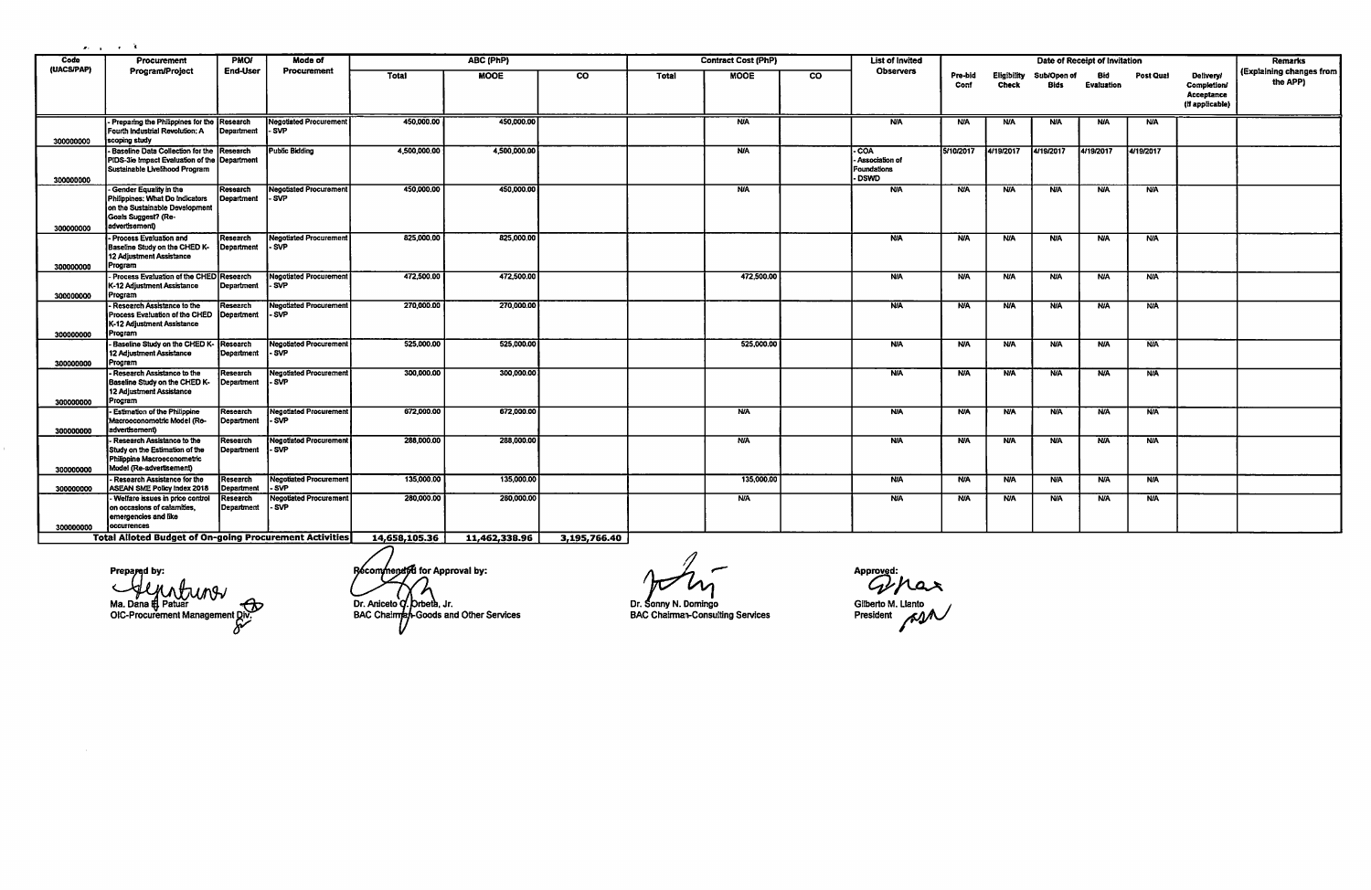| Code (UACS/PAP) | Procurement Program/Project | PMO/ End-User | Mode of Procurement | ABC (PhP) | | | Contract Cost (PhP) | | | List of Invited Observers | Date of Receipt of Invitation | | | | | | Remarks (Explaining changes from the APP) |
|---|---|---|---|---|---|---|---|---|---|---|---|---|---|---|---|---|---|
| | | | | Total | MOOE | CO | Total | MOOE | CO | | Pre-bid Conf | Eligibility Check | Sub/Open of Bids | Bid Evaluation | Post Qual | Delivery/ Completion/ Acceptance (If applicable) | |
| 300000000 | - Preparing the Philippines for the Fourth Industrial Revolution: A scoping study | Research Department | Negotiated Procurement - SVP | 450,000.00 | 450,000.00 | | | N/A | | N/A | N/A | N/A | N/A | N/A | N/A | | |
| 300000000 | - Baseline Data Collection for the PIDS-3ie Impact Evaluation of the Sustainable Livelihood Program | Research Department | Public Bidding | 4,500,000.00 | 4,500,000.00 | | | N/A | | - COA - Association of Foundations - DSWD | 5/10/2017 | 4/19/2017 | 4/19/2017 | 4/19/2017 | 4/19/2017 | | |
| 300000000 | - Gender Equality in the Philippines: What Do Indicators on the Sustainable Development Goals Suggest? (Re-advertisement) | Research Department | Negotiated Procurement - SVP | 450,000.00 | 450,000.00 | | | N/A | | N/A | N/A | N/A | N/A | N/A | N/A | | |
| 300000000 | - Process Evaluation and Baseline Study on the CHED K-12 Adjustment Assistance Program | Research Department | Negotiated Procurement - SVP | 825,000.00 | 825,000.00 | | | | | N/A | N/A | N/A | N/A | N/A | N/A | | |
| 300000000 | - Process Evaluation of the CHED K-12 Adjustment Assistance Program | Research Department | Negotiated Procurement - SVP | 472,500.00 | 472,500.00 | | | 472,500.00 | | N/A | N/A | N/A | N/A | N/A | N/A | | |
| 300000000 | - Research Assistance to the Process Evaluation of the CHED K-12 Adjustment Assistance Program | Research Department | Negotiated Procurement - SVP | 270,000.00 | 270,000.00 | | | | | N/A | N/A | N/A | N/A | N/A | N/A | | |
| 300000000 | - Baseline Study on the CHED K-12 Adjustment Assistance Program | Research Department | Negotiated Procurement - SVP | 525,000.00 | 525,000.00 | | | 525,000.00 | | N/A | N/A | N/A | N/A | N/A | N/A | | |
| 300000000 | - Research Assistance to the Baseline Study on the CHED K-12 Adjustment Assistance Program | Research Department | Negotiated Procurement - SVP | 300,000.00 | 300,000.00 | | | | | N/A | N/A | N/A | N/A | N/A | N/A | | |
| 300000000 | - Estimation of the Philippine Macroeconometric Model (Re-advertisement) | Research Department | Negotiated Procurement - SVP | 672,000.00 | 672,000.00 | | | N/A | | N/A | N/A | N/A | N/A | N/A | N/A | | |
| 300000000 | - Research Assistance to the Study on the Estimation of the Philippine Macroeconometric Model (Re-advertisement) | Research Department | Negotiated Procurement - SVP | 288,000.00 | 288,000.00 | | | N/A | | N/A | N/A | N/A | N/A | N/A | N/A | | |
| 300000000 | - Research Assistance for the ASEAN SME Policy Index 2018 | Research Department | Negotiated Procurement - SVP | 135,000.00 | 135,000.00 | | | 135,000.00 | | N/A | N/A | N/A | N/A | N/A | N/A | | |
| 300000000 | - Welfare issues in price control on occasions of calamities, emergencies and like occurrences | Research Department | Negotiated Procurement - SVP | 280,000.00 | 280,000.00 | | | N/A | | N/A | N/A | N/A | N/A | N/A | N/A | | |
| **Total Alloted Budget of On-going Procurement Activities** | | | | **14,658,105.36** | **11,462,338.96** | **3,195,766.40** | | | | | | | | | | | |

Prepared by:

Ma. Dana E. Patuar
OIC-Procurement Management Div.

Recommended for Approval by:

Dr. Aniceto C. Orbeta, Jr.
BAC Chairman-Goods and Other Services

Dr. Sonny N. Domingo
BAC Chairman-Consulting Services

Approved:

Gilberto M. Llanto
President